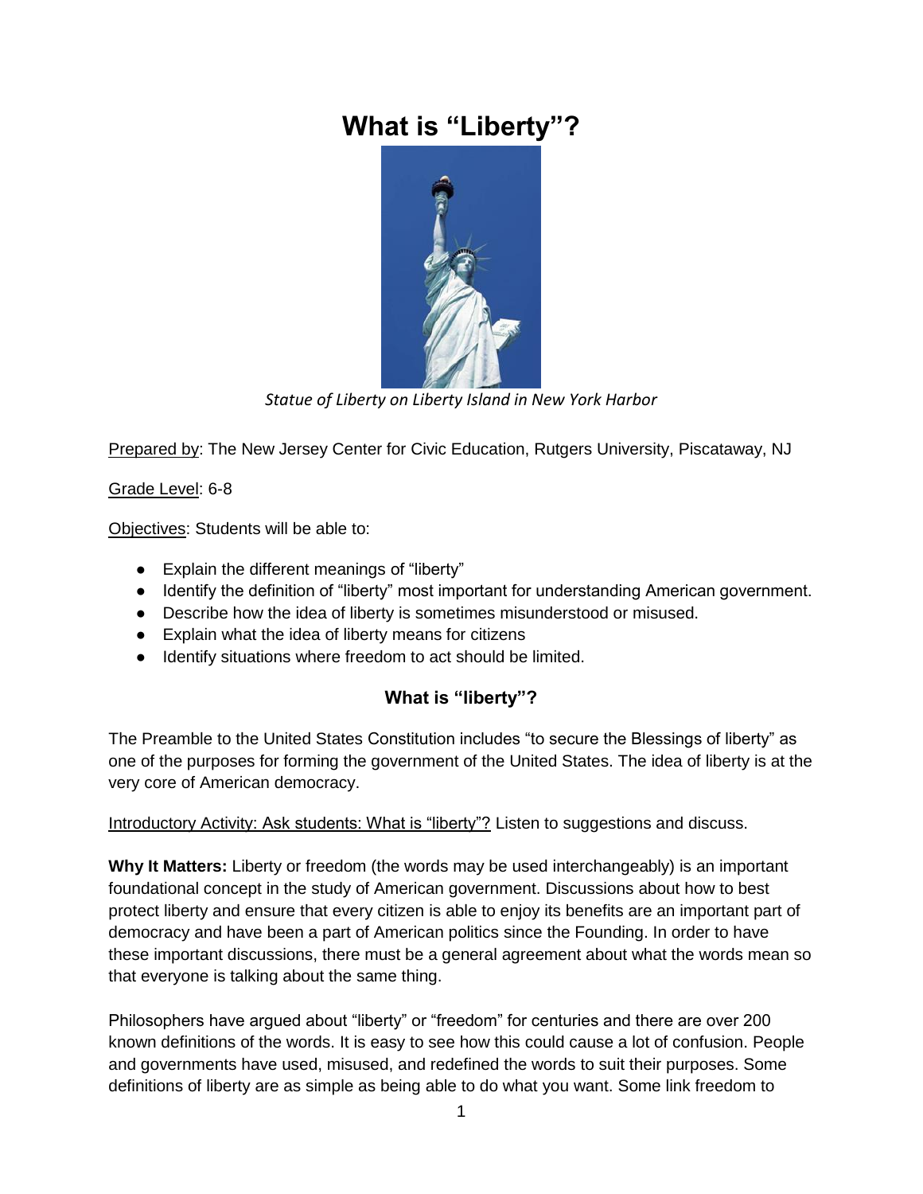# What is "Liberty"?

*Statue of Liberty on Liberty Island in New York Harbor*

Prepared by: The New Jersey Center for Civic Education, Rutgers University, Piscataway, NJ

Grade Level: 6-8

Objectives: Students will be able to:

- Explain the different meanings of "liberty"
- Identify the definition of "liberty" most important for understanding American government.
- Describe how the idea of liberty is sometimes misunderstood or misused.
- Explain what the idea of liberty means for citizens
- Identify situations where freedom to act should be limited.

## What is "liberty"?

The Preamble to the United States Constitution includes "to secure the Blessings of liberty" as one of the purposes for forming the government of the United States. The idea of liberty is at the very core of American democracy.

Introductory Activity: Ask students: What is "liberty"? Listen to suggestions and discuss.

**Why It Matters:** Liberty or freedom (the words may be used interchangeably) is an important foundational concept in the study of American government. Discussions about how to best protect liberty and ensure that every citizen is able to enjoy its benefits are an important part of democracy and have been a part of American politics since the Founding. In order to have these important discussions, there must be a general agreement about what the words mean so that everyone is talking about the same thing.

Philosophers have argued about "liberty" or "freedom" for centuries and there are over 200 known definitions of the words. It is easy to see how this could cause a lot of confusion. People and governments have used, misused, and redefined the words to suit their purposes. Some definitions of liberty are as simple as being able to do what you want. Some link freedom to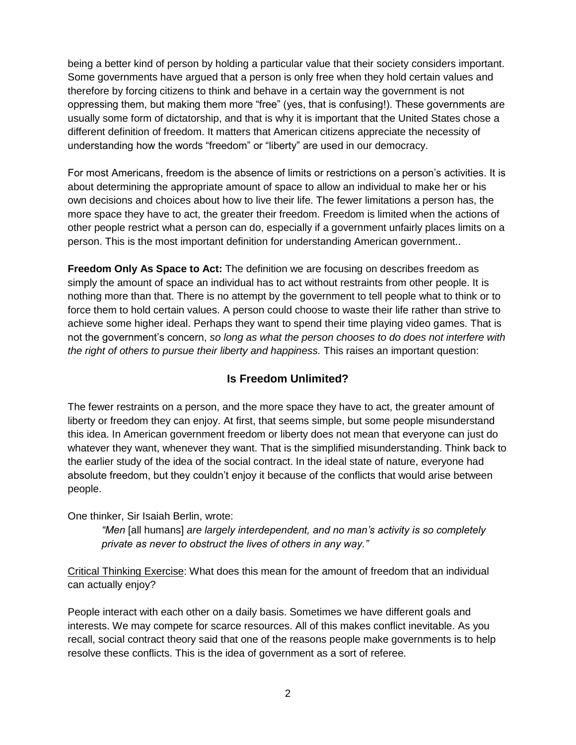being a better kind of person by holding a particular value that their society considers important. Some governments have argued that a person is only free when they hold certain values and therefore by forcing citizens to think and behave in a certain way the government is not oppressing them, but making them more "free" (yes, that is confusing!). These governments are usually some form of dictatorship, and that is why it is important that the United States chose a different definition of freedom. It matters that American citizens appreciate the necessity of understanding how the words "freedom" or "liberty" are used in our democracy.

For most Americans, freedom is the absence of limits or restrictions on a person's activities. It is about determining the appropriate amount of space to allow an individual to make her or his own decisions and choices about how to live their life. The fewer limitations a person has, the more space they have to act, the greater their freedom. Freedom is limited when the actions of other people restrict what a person can do, especially if a government unfairly places limits on a person. This is the most important definition for understanding American government..

**Freedom Only As Space to Act:** The definition we are focusing on describes freedom as simply the amount of space an individual has to act without restraints from other people. It is nothing more than that. There is no attempt by the government to tell people what to think or to force them to hold certain values. A person could choose to waste their life rather than strive to achieve some higher ideal. Perhaps they want to spend their time playing video games. That is not the government's concern, *so long as what the person chooses to do does not interfere with the right of others to pursue their liberty and happiness.* This raises an important question:

## Is Freedom Unlimited?

The fewer restraints on a person, and the more space they have to act, the greater amount of liberty or freedom they can enjoy. At first, that seems simple, but some people misunderstand this idea. In American government freedom or liberty does not mean that everyone can just do whatever they want, whenever they want. That is the simplified misunderstanding. Think back to the earlier study of the idea of the social contract. In the ideal state of nature, everyone had absolute freedom, but they couldn't enjoy it because of the conflicts that would arise between people.

One thinker, Sir Isaiah Berlin, wrote:

> *"Men* [all humans] *are largely interdependent, and no man's activity is so completely private as never to obstruct the lives of others in any way."*

<u>Critical Thinking Exercise</u>: What does this mean for the amount of freedom that an individual can actually enjoy?

People interact with each other on a daily basis. Sometimes we have different goals and interests. We may compete for scarce resources. All of this makes conflict inevitable. As you recall, social contract theory said that one of the reasons people make governments is to help resolve these conflicts. This is the idea of government as a sort of referee.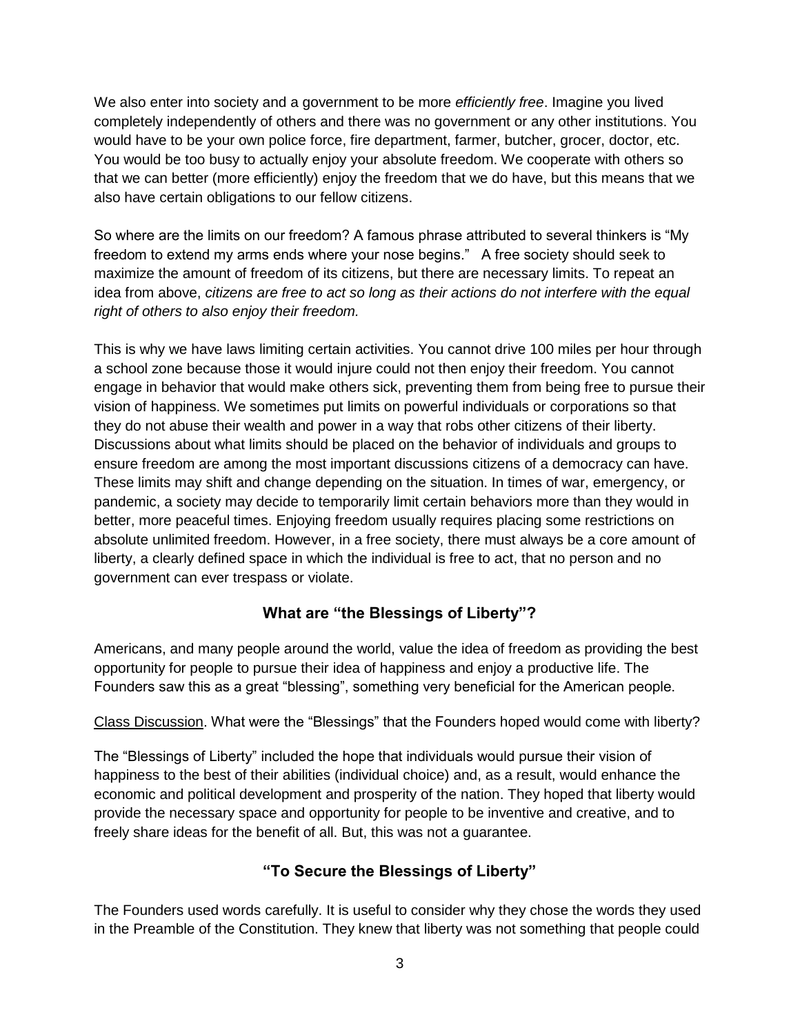We also enter into society and a government to be more *efficiently free*. Imagine you lived completely independently of others and there was no government or any other institutions. You would have to be your own police force, fire department, farmer, butcher, grocer, doctor, etc. You would be too busy to actually enjoy your absolute freedom. We cooperate with others so that we can better (more efficiently) enjoy the freedom that we do have, but this means that we also have certain obligations to our fellow citizens.

So where are the limits on our freedom? A famous phrase attributed to several thinkers is "My freedom to extend my arms ends where your nose begins." A free society should seek to maximize the amount of freedom of its citizens, but there are necessary limits. To repeat an idea from above, *citizens are free to act so long as their actions do not interfere with the equal right of others to also enjoy their freedom.*

This is why we have laws limiting certain activities. You cannot drive 100 miles per hour through a school zone because those it would injure could not then enjoy their freedom. You cannot engage in behavior that would make others sick, preventing them from being free to pursue their vision of happiness. We sometimes put limits on powerful individuals or corporations so that they do not abuse their wealth and power in a way that robs other citizens of their liberty. Discussions about what limits should be placed on the behavior of individuals and groups to ensure freedom are among the most important discussions citizens of a democracy can have. These limits may shift and change depending on the situation. In times of war, emergency, or pandemic, a society may decide to temporarily limit certain behaviors more than they would in better, more peaceful times. Enjoying freedom usually requires placing some restrictions on absolute unlimited freedom. However, in a free society, there must always be a core amount of liberty, a clearly defined space in which the individual is free to act, that no person and no government can ever trespass or violate.

## What are "the Blessings of Liberty"?

Americans, and many people around the world, value the idea of freedom as providing the best opportunity for people to pursue their idea of happiness and enjoy a productive life. The Founders saw this as a great "blessing", something very beneficial for the American people.

<u>Class Discussion</u>. What were the "Blessings" that the Founders hoped would come with liberty?

The "Blessings of Liberty" included the hope that individuals would pursue their vision of happiness to the best of their abilities (individual choice) and, as a result, would enhance the economic and political development and prosperity of the nation. They hoped that liberty would provide the necessary space and opportunity for people to be inventive and creative, and to freely share ideas for the benefit of all. But, this was not a guarantee.

## "To Secure the Blessings of Liberty"

The Founders used words carefully. It is useful to consider why they chose the words they used in the Preamble of the Constitution. They knew that liberty was not something that people could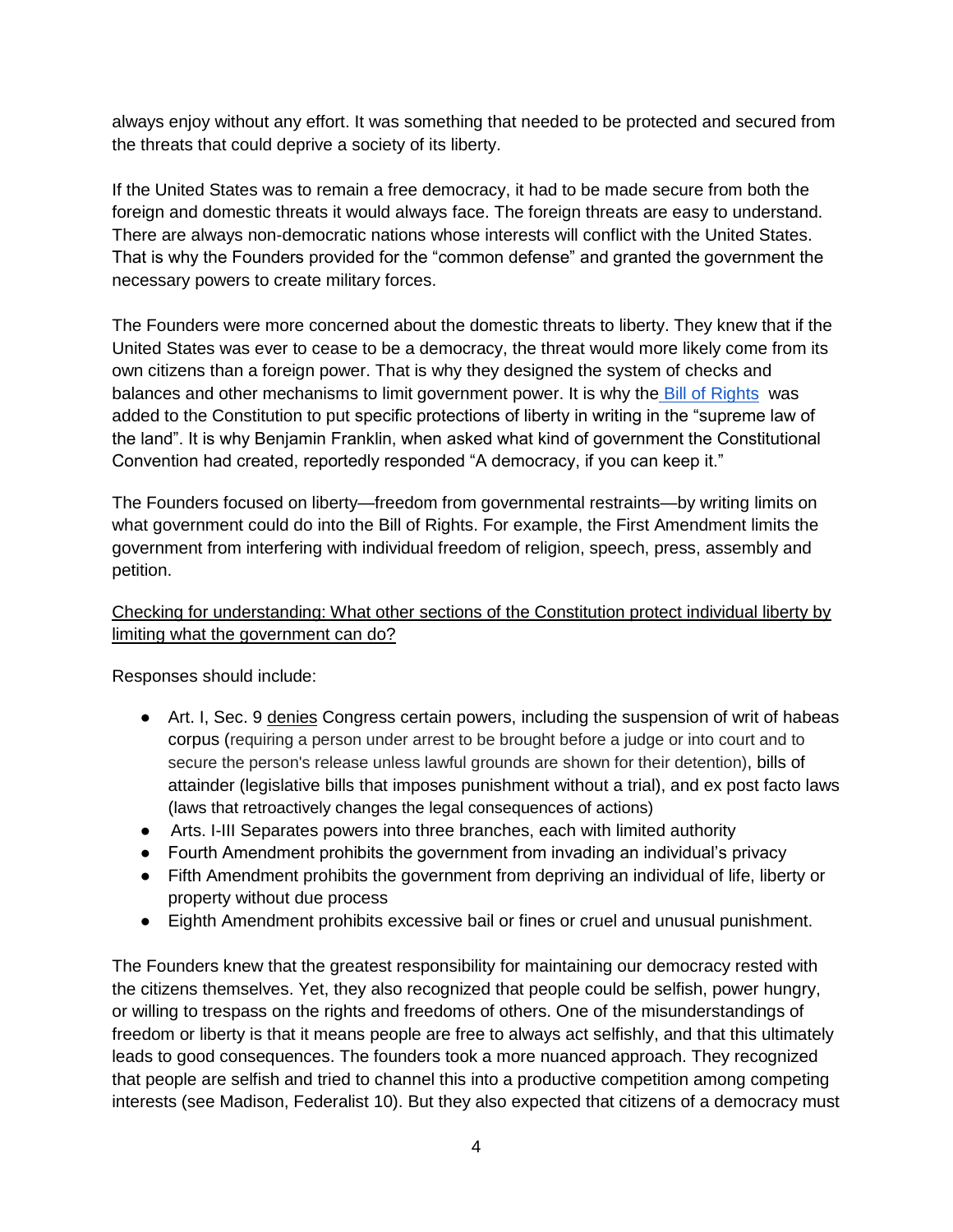always enjoy without any effort. It was something that needed to be protected and secured from the threats that could deprive a society of its liberty.

If the United States was to remain a free democracy, it had to be made secure from both the foreign and domestic threats it would always face. The foreign threats are easy to understand. There are always non-democratic nations whose interests will conflict with the United States. That is why the Founders provided for the "common defense" and granted the government the necessary powers to create military forces.

The Founders were more concerned about the domestic threats to liberty. They knew that if the United States was ever to cease to be a democracy, the threat would more likely come from its own citizens than a foreign power. That is why they designed the system of checks and balances and other mechanisms to limit government power. It is why the Bill of Rights was added to the Constitution to put specific protections of liberty in writing in the "supreme law of the land". It is why Benjamin Franklin, when asked what kind of government the Constitutional Convention had created, reportedly responded "A democracy, if you can keep it."

The Founders focused on liberty—freedom from governmental restraints—by writing limits on what government could do into the Bill of Rights. For example, the First Amendment limits the government from interfering with individual freedom of religion, speech, press, assembly and petition.

Checking for understanding: What other sections of the Constitution protect individual liberty by limiting what the government can do?

Responses should include:

- Art. I, Sec. 9 denies Congress certain powers, including the suspension of writ of habeas corpus (requiring a person under arrest to be brought before a judge or into court and to secure the person's release unless lawful grounds are shown for their detention), bills of attainder (legislative bills that imposes punishment without a trial), and ex post facto laws (laws that retroactively changes the legal consequences of actions)
- Arts. I-III Separates powers into three branches, each with limited authority
- Fourth Amendment prohibits the government from invading an individual's privacy
- Fifth Amendment prohibits the government from depriving an individual of life, liberty or property without due process
- Eighth Amendment prohibits excessive bail or fines or cruel and unusual punishment.

The Founders knew that the greatest responsibility for maintaining our democracy rested with the citizens themselves. Yet, they also recognized that people could be selfish, power hungry, or willing to trespass on the rights and freedoms of others. One of the misunderstandings of freedom or liberty is that it means people are free to always act selfishly, and that this ultimately leads to good consequences. The founders took a more nuanced approach. They recognized that people are selfish and tried to channel this into a productive competition among competing interests (see Madison, Federalist 10). But they also expected that citizens of a democracy must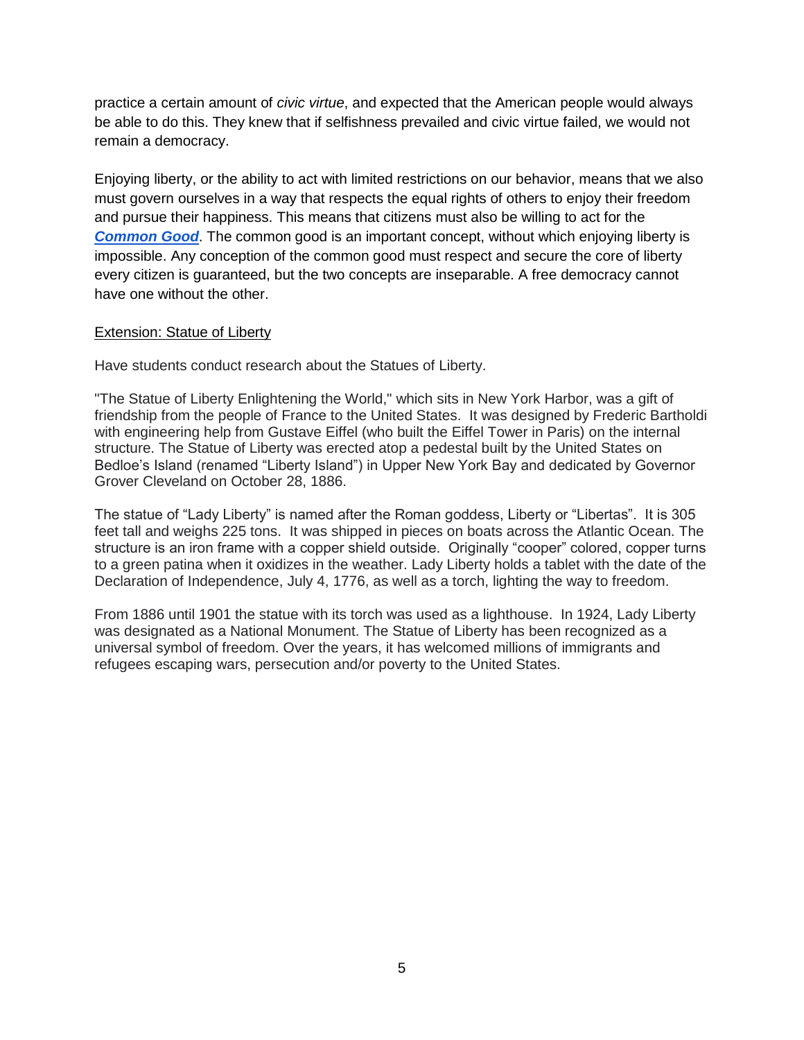practice a certain amount of *civic virtue*, and expected that the American people would always be able to do this. They knew that if selfishness prevailed and civic virtue failed, we would not remain a democracy.

Enjoying liberty, or the ability to act with limited restrictions on our behavior, means that we also must govern ourselves in a way that respects the equal rights of others to enjoy their freedom and pursue their happiness. This means that citizens must also be willing to act for the ***Common Good***. The common good is an important concept, without which enjoying liberty is impossible. Any conception of the common good must respect and secure the core of liberty every citizen is guaranteed, but the two concepts are inseparable. A free democracy cannot have one without the other.

<u>Extension: Statue of Liberty</u>

Have students conduct research about the Statues of Liberty.

"The Statue of Liberty Enlightening the World," which sits in New York Harbor, was a gift of friendship from the people of France to the United States. It was designed by Frederic Bartholdi with engineering help from Gustave Eiffel (who built the Eiffel Tower in Paris) on the internal structure. The Statue of Liberty was erected atop a pedestal built by the United States on Bedloe's Island (renamed "Liberty Island") in Upper New York Bay and dedicated by Governor Grover Cleveland on October 28, 1886.

The statue of "Lady Liberty" is named after the Roman goddess, Liberty or "Libertas". It is 305 feet tall and weighs 225 tons. It was shipped in pieces on boats across the Atlantic Ocean. The structure is an iron frame with a copper shield outside. Originally "cooper" colored, copper turns to a green patina when it oxidizes in the weather. Lady Liberty holds a tablet with the date of the Declaration of Independence, July 4, 1776, as well as a torch, lighting the way to freedom.

From 1886 until 1901 the statue with its torch was used as a lighthouse. In 1924, Lady Liberty was designated as a National Monument. The Statue of Liberty has been recognized as a universal symbol of freedom. Over the years, it has welcomed millions of immigrants and refugees escaping wars, persecution and/or poverty to the United States.